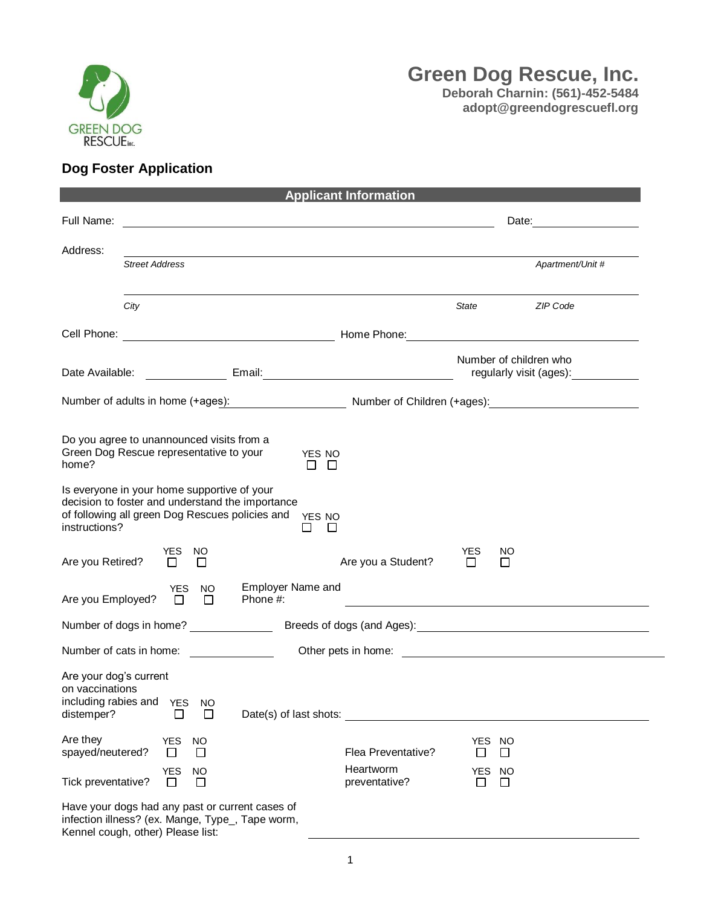# Green Dog Rescue, Inc.

**Deborah Charnin: (561)-452-5484**
**adopt@greendogrescuefl.org**

## Dog Foster Application

### Applicant Information

Full Name: ______________________________ Date: __________

Address: ______________________________
*Street Address* *Apartment/Unit #*

______________________________
*City* *State* *ZIP Code*

Cell Phone: ______________ Home Phone: ______________

Date Available: __________ Email: ______________ Number of children who regularly visit (ages): __________

Number of adults in home (+ages): __________ Number of Children (+ages): __________

Do you agree to unannounced visits from a Green Dog Rescue representative to your home? YES ☐ NO ☐

Is everyone in your home supportive of your decision to foster and understand the importance of following all green Dog Rescues policies and instructions? YES ☐ NO ☐

Are you Retired? YES ☐ NO ☐ Are you a Student? YES ☐ NO ☐

Are you Employed? YES ☐ NO ☐ Employer Name and Phone #: ______________

Number of dogs in home? __________ Breeds of dogs (and Ages): ______________

Number of cats in home: __________ Other pets in home: ______________

Are your dog's current on vaccinations including rabies and distemper? YES ☐ NO ☐ Date(s) of last shots: ______________

Are they spayed/neutered? YES ☐ NO ☐ Flea Preventative? YES ☐ NO ☐

Tick preventative? YES ☐ NO ☐ Heartworm preventative? YES ☐ NO ☐

Have your dogs had any past or current cases of infection illness? (ex. Mange, Type_, Tape worm, Kennel cough, other) Please list: ______________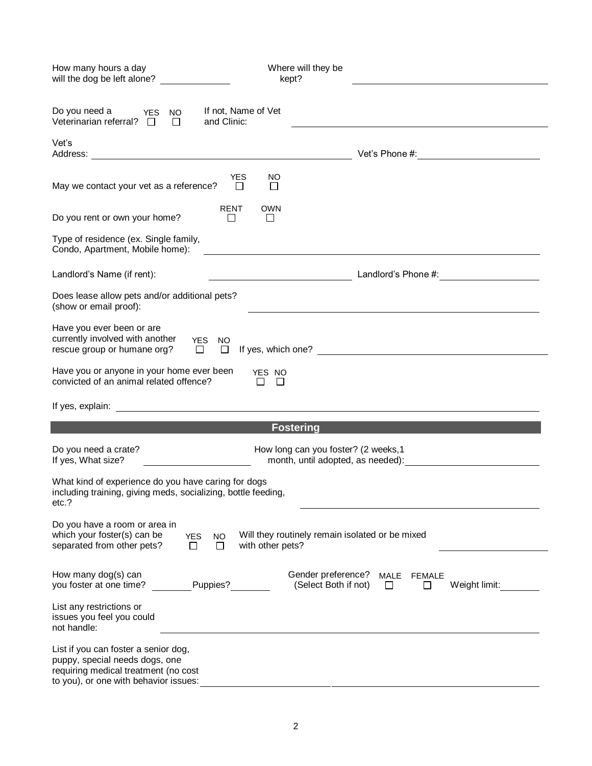How many hours a day will the dog be left alone? ______________ Where will they be kept? ______________________________

Do you need a Veterinarian referral? YES ☐ NO ☐ If not, Name of Vet and Clinic: ______________________________

Vet's Address: ______________________________ Vet's Phone #: ______________

May we contact your vet as a reference? YES ☐ NO ☐

Do you rent or own your home? RENT ☐ OWN ☐

Type of residence (ex. Single family, Condo, Apartment, Mobile home): ______________________________

Landlord's Name (if rent): ______________________________ Landlord's Phone #: ______________

Does lease allow pets and/or additional pets? (show or email proof): ______________________________

Have you ever been or are currently involved with another rescue group or humane org? YES ☐ NO ☐ If yes, which one? ______________________________

Have you or anyone in your home ever been convicted of an animal related offence? YES ☐ NO ☐

If yes, explain: ______________________________

## Fostering

Do you need a crate? If yes, What size? ______________ How long can you foster? (2 weeks,1 month, until adopted, as needed): ______________

What kind of experience do you have caring for dogs including training, giving meds, socializing, bottle feeding, etc.? ______________________________

Do you have a room or area in which your foster(s) can be separated from other pets? YES ☐ NO ☐ Will they routinely remain isolated or be mixed with other pets? ______________

How many dog(s) can you foster at one time? ________ Puppies? ________ Gender preference? (Select Both if not) MALE ☐ FEMALE ☐ Weight limit: ________

List any restrictions or issues you feel you could not handle: ______________________________

List if you can foster a senior dog, puppy, special needs dogs, one requiring medical treatment (no cost to you), or one with behavior issues: ______________________________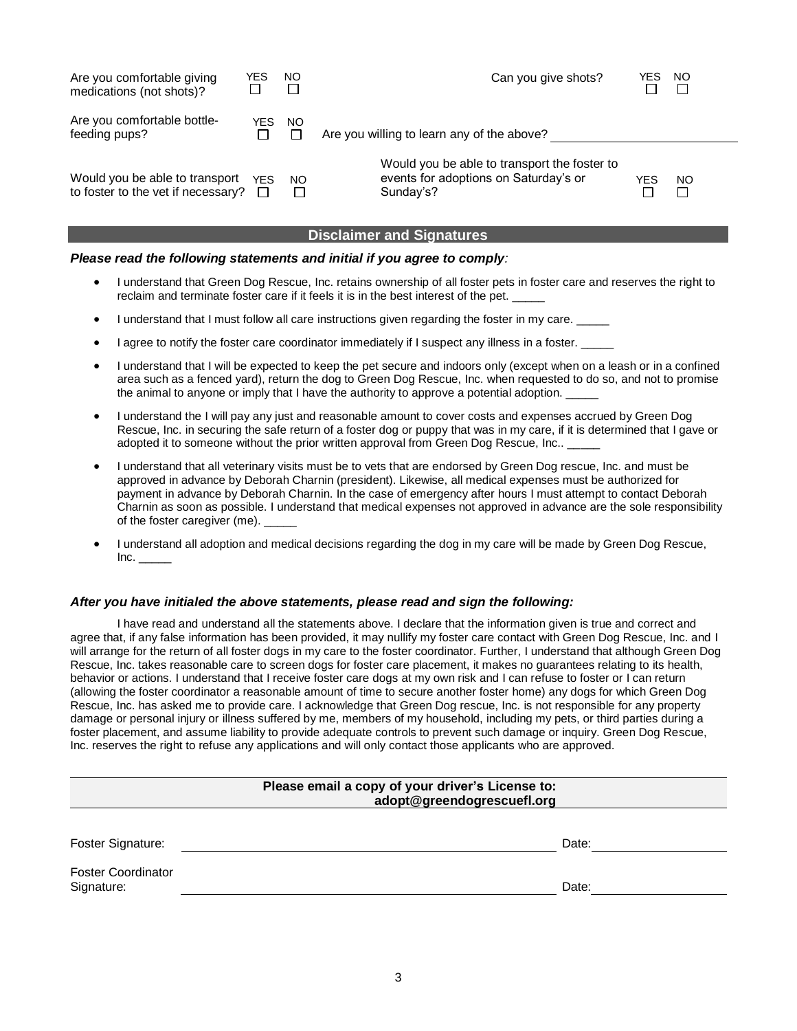Are you comfortable giving medications (not shots)? YES ☐ NO ☐

Can you give shots? YES ☐ NO ☐

Are you comfortable bottle-feeding pups? YES ☐ NO ☐

Are you willing to learn any of the above? ____________________

Would you be able to transport to foster to the vet if necessary? YES ☐ NO ☐

Would you be able to transport the foster to events for adoptions on Saturday's or Sunday's? YES ☐ NO ☐

## Disclaimer and Signatures

***Please read the following statements and initial if you agree to comply:***

- I understand that Green Dog Rescue, Inc. retains ownership of all foster pets in foster care and reserves the right to reclaim and terminate foster care if it feels it is in the best interest of the pet. _____
- I understand that I must follow all care instructions given regarding the foster in my care. _____
- I agree to notify the foster care coordinator immediately if I suspect any illness in a foster. _____
- I understand that I will be expected to keep the pet secure and indoors only (except when on a leash or in a confined area such as a fenced yard), return the dog to Green Dog Rescue, Inc. when requested to do so, and not to promise the animal to anyone or imply that I have the authority to approve a potential adoption. _____
- I understand the I will pay any just and reasonable amount to cover costs and expenses accrued by Green Dog Rescue, Inc. in securing the safe return of a foster dog or puppy that was in my care, if it is determined that I gave or adopted it to someone without the prior written approval from Green Dog Rescue, Inc.. _____
- I understand that all veterinary visits must be to vets that are endorsed by Green Dog rescue, Inc. and must be approved in advance by Deborah Charnin (president). Likewise, all medical expenses must be authorized for payment in advance by Deborah Charnin. In the case of emergency after hours I must attempt to contact Deborah Charnin as soon as possible. I understand that medical expenses not approved in advance are the sole responsibility of the foster caregiver (me). _____
- I understand all adoption and medical decisions regarding the dog in my care will be made by Green Dog Rescue, Inc. _____

***After you have initialed the above statements, please read and sign the following:***

I have read and understand all the statements above. I declare that the information given is true and correct and agree that, if any false information has been provided, it may nullify my foster care contact with Green Dog Rescue, Inc. and I will arrange for the return of all foster dogs in my care to the foster coordinator. Further, I understand that although Green Dog Rescue, Inc. takes reasonable care to screen dogs for foster care placement, it makes no guarantees relating to its health, behavior or actions. I understand that I receive foster care dogs at my own risk and I can refuse to foster or I can return (allowing the foster coordinator a reasonable amount of time to secure another foster home) any dogs for which Green Dog Rescue, Inc. has asked me to provide care. I acknowledge that Green Dog rescue, Inc. is not responsible for any property damage or personal injury or illness suffered by me, members of my household, including my pets, or third parties during a foster placement, and assume liability to provide adequate controls to prevent such damage or inquiry. Green Dog Rescue, Inc. reserves the right to refuse any applications and will only contact those applicants who are approved.

**Please email a copy of your driver's License to: adopt@greendogrescuefl.org**

Foster Signature: ______________________________ Date: ____________

Foster Coordinator Signature: ______________________________ Date: ____________